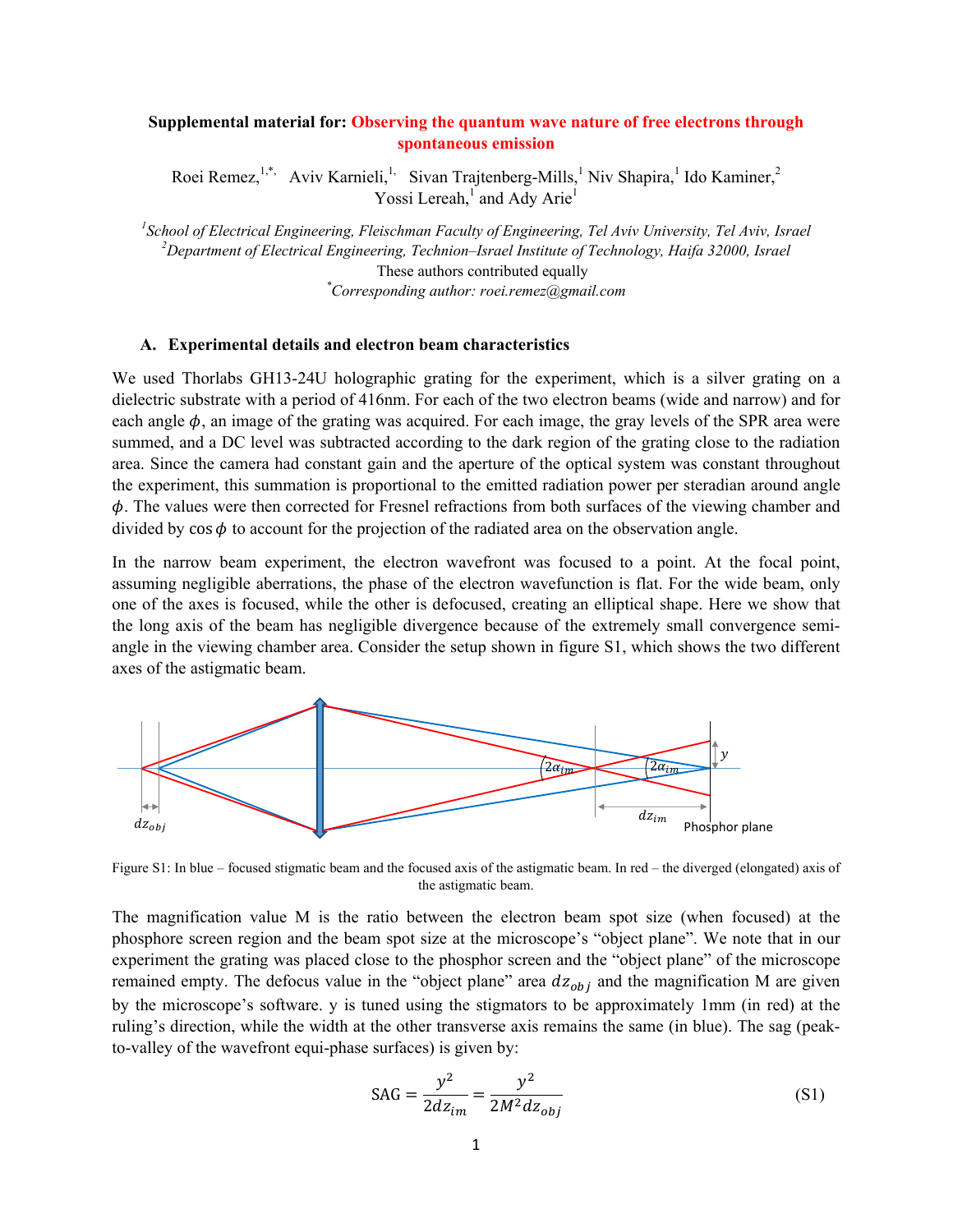**Supplemental material for: Observing the quantum wave nature of free electrons through spontaneous emission**

Roei Remez,[1,*] Aviv Karnieli,[1] Sivan Trajtenberg-Mills,[1] Niv Shapira,[1] Ido Kaminer,[2] Yossi Lereah,[1] and Ady Arie[1]

[1]*School of Electrical Engineering, Fleischman Faculty of Engineering, Tel Aviv University, Tel Aviv, Israel*
[2]*Department of Electrical Engineering, Technion–Israel Institute of Technology, Haifa 32000, Israel*
These authors contributed equally
[*]*Corresponding author: roei.remez@gmail.com*

## A. Experimental details and electron beam characteristics

We used Thorlabs GH13-24U holographic grating for the experiment, which is a silver grating on a dielectric substrate with a period of 416nm. For each of the two electron beams (wide and narrow) and for each angle $\phi$, an image of the grating was acquired. For each image, the gray levels of the SPR area were summed, and a DC level was subtracted according to the dark region of the grating close to the radiation area. Since the camera had constant gain and the aperture of the optical system was constant throughout the experiment, this summation is proportional to the emitted radiation power per steradian around angle $\phi$. The values were then corrected for Fresnel refractions from both surfaces of the viewing chamber and divided by $\cos\phi$ to account for the projection of the radiated area on the observation angle.

In the narrow beam experiment, the electron wavefront was focused to a point. At the focal point, assuming negligible aberrations, the phase of the electron wavefunction is flat. For the wide beam, only one of the axes is focused, while the other is defocused, creating an elliptical shape. Here we show that the long axis of the beam has negligible divergence because of the extremely small convergence semi-angle in the viewing chamber area. Consider the setup shown in figure S1, which shows the two different axes of the astigmatic beam.

Figure S1: In blue – focused stigmatic beam and the focused axis of the astigmatic beam. In red – the diverged (elongated) axis of the astigmatic beam.

The magnification value M is the ratio between the electron beam spot size (when focused) at the phosphore screen region and the beam spot size at the microscope's "object plane". We note that in our experiment the grating was placed close to the phosphor screen and the "object plane" of the microscope remained empty. The defocus value in the "object plane" area $dz_{obj}$ and the magnification M are given by the microscope's software. y is tuned using the stigmators to be approximately 1mm (in red) at the ruling's direction, while the width at the other transverse axis remains the same (in blue). The sag (peak-to-valley of the wavefront equi-phase surfaces) is given by:

$$\text{SAG} = \frac{y^2}{2dz_{im}} = \frac{y^2}{2M^2 dz_{obj}} \tag{S1}$$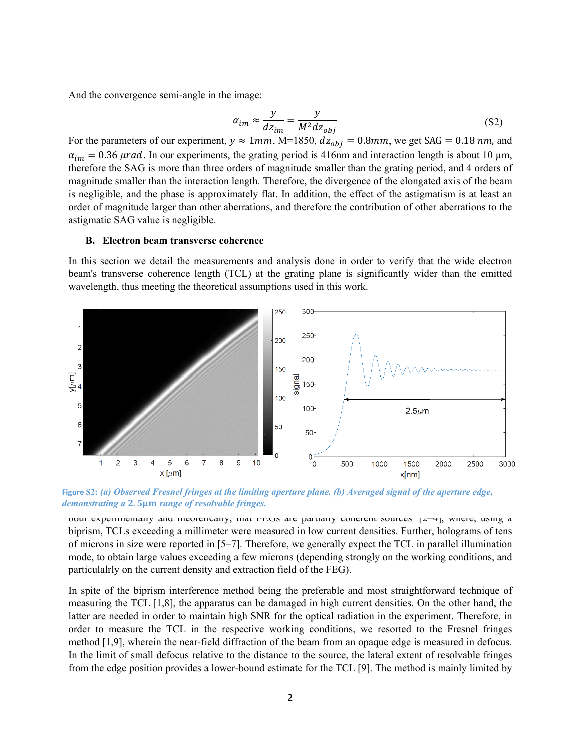And the convergence semi-angle in the image:

$$\alpha_{im} \approx \frac{y}{dz_{im}} = \frac{y}{M^2 dz_{obj}} \tag{S2}$$

For the parameters of our experiment, $y \approx 1mm$, M=1850, $dz_{obj} = 0.8mm$, we get SAG $= 0.18\ nm$, and $\alpha_{im} = 0.36\ \mu rad$. In our experiments, the grating period is 416nm and interaction length is about 10 µm, therefore the SAG is more than three orders of magnitude smaller than the grating period, and 4 orders of magnitude smaller than the interaction length. Therefore, the divergence of the elongated axis of the beam is negligible, and the phase is approximately flat. In addition, the effect of the astigmatism is at least an order of magnitude larger than other aberrations, and therefore the contribution of other aberrations to the astigmatic SAG value is negligible.

### B. Electron beam transverse coherence

In this section we detail the measurements and analysis done in order to verify that the wide electron beam's transverse coherence length (TCL) at the grating plane is significantly wider than the emitted wavelength, thus meeting the theoretical assumptions used in this work.

**Figure S2:** *(a) Observed Fresnel fringes at the limiting aperture plane. (b) Averaged signal of the aperture edge, demonstrating a $2.5\mu m$ range of resolvable fringes.*

both experimentally and theoretically, that FEGs are partially coherent sources [2–4], where, using a biprism, TCLs exceeding a millimeter were measured in low current densities. Further, holograms of tens of microns in size were reported in [5–7]. Therefore, we generally expect the TCL in parallel illumination mode, to obtain large values exceeding a few microns (depending strongly on the working conditions, and particulalrly on the current density and extraction field of the FEG).

In spite of the biprism interference method being the preferable and most straightforward technique of measuring the TCL [1,8], the apparatus can be damaged in high current densities. On the other hand, the latter are needed in order to maintain high SNR for the optical radiation in the experiment. Therefore, in order to measure the TCL in the respective working conditions, we resorted to the Fresnel fringes method [1,9], wherein the near-field diffraction of the beam from an opaque edge is measured in defocus. In the limit of small defocus relative to the distance to the source, the lateral extent of resolvable fringes from the edge position provides a lower-bound estimate for the TCL [9]. The method is mainly limited by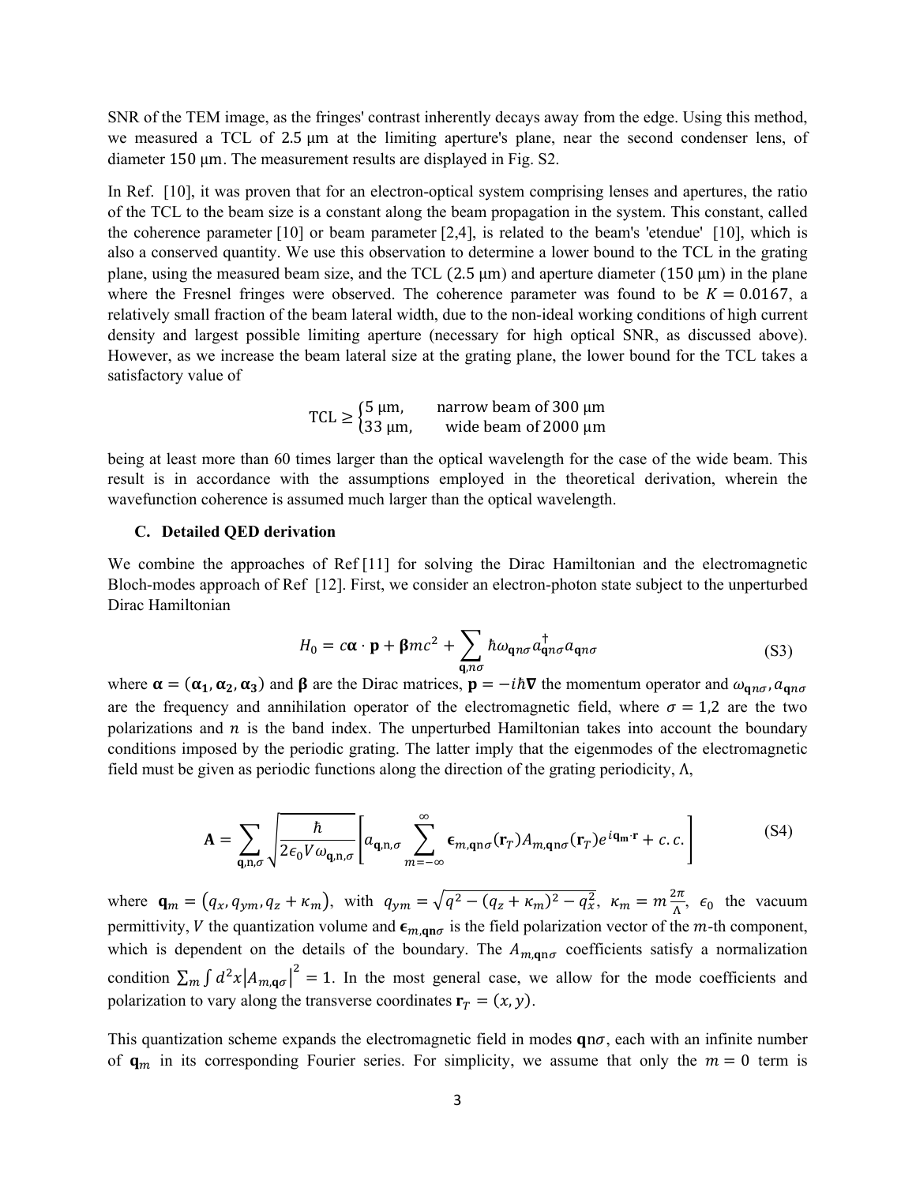SNR of the TEM image, as the fringes' contrast inherently decays away from the edge. Using this method, we measured a TCL of 2.5 μm at the limiting aperture's plane, near the second condenser lens, of diameter 150 μm. The measurement results are displayed in Fig. S2.

In Ref. [10], it was proven that for an electron-optical system comprising lenses and apertures, the ratio of the TCL to the beam size is a constant along the beam propagation in the system. This constant, called the coherence parameter [10] or beam parameter [2,4], is related to the beam's 'etendue' [10], which is also a conserved quantity. We use this observation to determine a lower bound to the TCL in the grating plane, using the measured beam size, and the TCL (2.5 μm) and aperture diameter (150 μm) in the plane where the Fresnel fringes were observed. The coherence parameter was found to be $K = 0.0167$, a relatively small fraction of the beam lateral width, due to the non-ideal working conditions of high current density and largest possible limiting aperture (necessary for high optical SNR, as discussed above). However, as we increase the beam lateral size at the grating plane, the lower bound for the TCL takes a satisfactory value of

$$\mathrm{TCL} \geq \begin{cases} 5\ \mu\mathrm{m}, & \text{narrow beam of } 300\ \mu\mathrm{m} \\ 33\ \mu\mathrm{m}, & \text{wide beam of } 2000\ \mu\mathrm{m} \end{cases}$$

being at least more than 60 times larger than the optical wavelength for the case of the wide beam. This result is in accordance with the assumptions employed in the theoretical derivation, wherein the wavefunction coherence is assumed much larger than the optical wavelength.

### C. Detailed QED derivation

We combine the approaches of Ref [11] for solving the Dirac Hamiltonian and the electromagnetic Bloch-modes approach of Ref [12]. First, we consider an electron-photon state subject to the unperturbed Dirac Hamiltonian

$$H_0 = c\boldsymbol{\alpha} \cdot \mathbf{p} + \boldsymbol{\beta} mc^2 + \sum_{\mathbf{q},n\sigma} \hbar\omega_{\mathbf{q}n\sigma} a^{\dagger}_{\mathbf{q}n\sigma} a_{\mathbf{q}n\sigma} \tag{S3}$$

where $\boldsymbol{\alpha} = (\boldsymbol{\alpha_1}, \boldsymbol{\alpha_2}, \boldsymbol{\alpha_3})$ and $\boldsymbol{\beta}$ are the Dirac matrices, $\mathbf{p} = -i\hbar\boldsymbol{\nabla}$ the momentum operator and $\omega_{\mathbf{q}n\sigma}, a_{\mathbf{q}n\sigma}$ are the frequency and annihilation operator of the electromagnetic field, where $\sigma = 1,2$ are the two polarizations and $n$ is the band index. The unperturbed Hamiltonian takes into account the boundary conditions imposed by the periodic grating. The latter imply that the eigenmodes of the electromagnetic field must be given as periodic functions along the direction of the grating periodicity, $\Lambda$,

$$\mathbf{A} = \sum_{\mathbf{q},\mathrm{n},\sigma} \sqrt{\frac{\hbar}{2\epsilon_0 V \omega_{\mathbf{q},\mathrm{n},\sigma}}} \left[ a_{\mathbf{q},\mathrm{n},\sigma} \sum_{m=-\infty}^{\infty} \boldsymbol{\epsilon}_{m,\mathbf{q}\mathrm{n}\sigma}(\mathbf{r}_T) A_{m,\mathbf{q}\mathrm{n}\sigma}(\mathbf{r}_T) e^{i\mathbf{q_m}\cdot\mathbf{r}} + c.c. \right] \tag{S4}$$

where $\mathbf{q}_m = (q_x, q_{ym}, q_z + \kappa_m)$, with $q_{ym} = \sqrt{q^2 - (q_z + \kappa_m)^2 - q_x^2}$, $\kappa_m = m\frac{2\pi}{\Lambda}$, $\epsilon_0$ the vacuum permittivity, $V$ the quantization volume and $\boldsymbol{\epsilon}_{m,\mathbf{q}n\sigma}$ is the field polarization vector of the $m$-th component, which is dependent on the details of the boundary. The $A_{m,\mathbf{q}n\sigma}$ coefficients satisfy a normalization condition $\sum_m \int d^2x \left|A_{m,\mathbf{q}\sigma}\right|^2 = 1$. In the most general case, we allow for the mode coefficients and polarization to vary along the transverse coordinates $\mathbf{r}_T = (x, y)$.

This quantization scheme expands the electromagnetic field in modes $\mathbf{q}n\sigma$, each with an infinite number of $\mathbf{q}_m$ in its corresponding Fourier series. For simplicity, we assume that only the $m = 0$ term is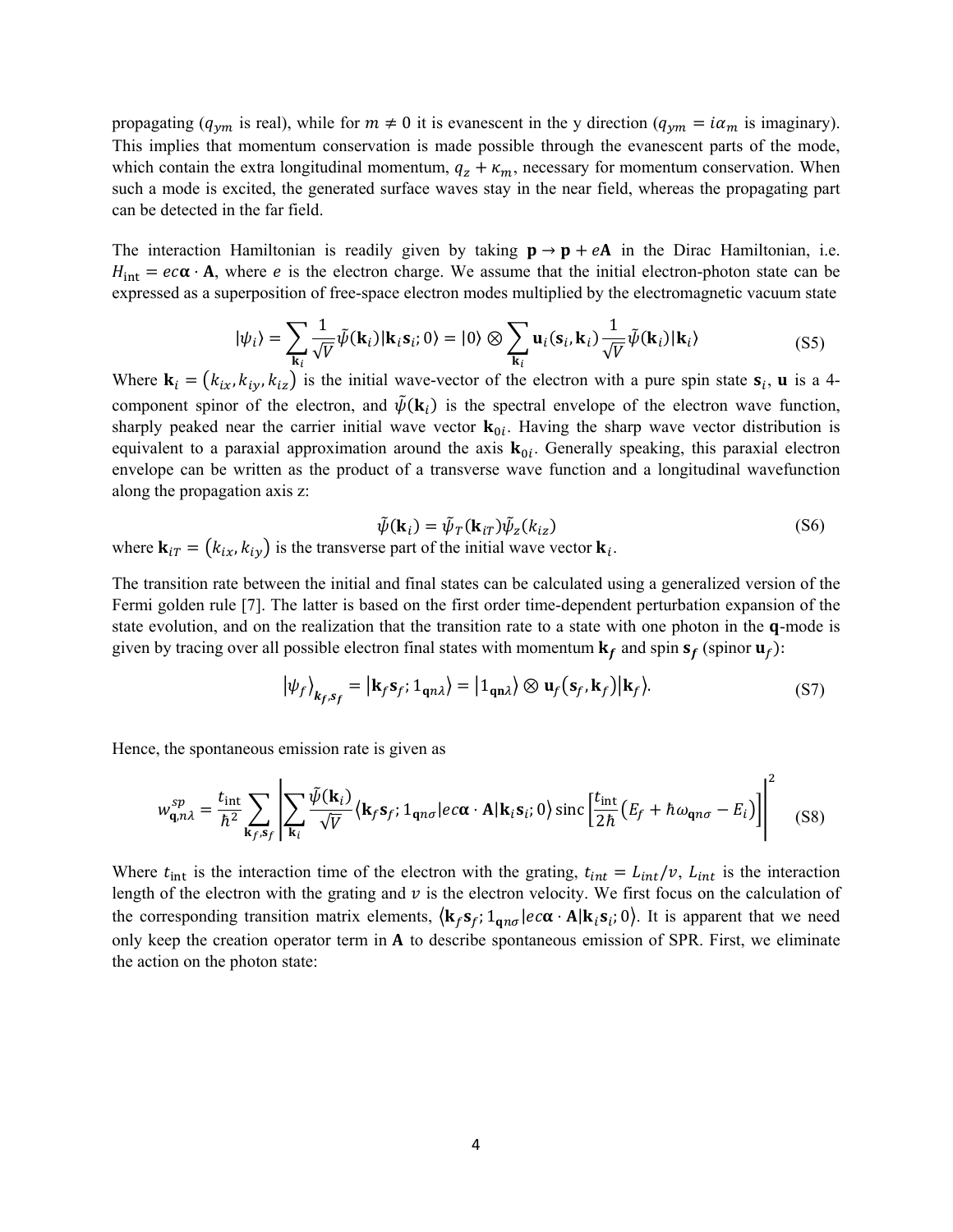propagating ($q_{ym}$ is real), while for $m \neq 0$ it is evanescent in the y direction ($q_{ym} = i\alpha_m$ is imaginary). This implies that momentum conservation is made possible through the evanescent parts of the mode, which contain the extra longitudinal momentum, $q_z + \kappa_m$, necessary for momentum conservation. When such a mode is excited, the generated surface waves stay in the near field, whereas the propagating part can be detected in the far field.

The interaction Hamiltonian is readily given by taking $\mathbf{p} \to \mathbf{p} + e\mathbf{A}$ in the Dirac Hamiltonian, i.e. $H_{\text{int}} = ec\boldsymbol{\alpha} \cdot \mathbf{A}$, where $e$ is the electron charge. We assume that the initial electron-photon state can be expressed as a superposition of free-space electron modes multiplied by the electromagnetic vacuum state

$$|\psi_i\rangle = \sum_{\mathbf{k}_i} \frac{1}{\sqrt{V}} \tilde{\psi}(\mathbf{k}_i) |\mathbf{k}_i \mathbf{s}_i; 0\rangle = |0\rangle \otimes \sum_{\mathbf{k}_i} \mathbf{u}_i(\mathbf{s}_i, \mathbf{k}_i) \frac{1}{\sqrt{V}} \tilde{\psi}(\mathbf{k}_i) |\mathbf{k}_i\rangle \tag{S5}$$

Where $\mathbf{k}_i = (k_{ix}, k_{iy}, k_{iz})$ is the initial wave-vector of the electron with a pure spin state $\mathbf{s}_i$, $\mathbf{u}$ is a 4-component spinor of the electron, and $\tilde{\psi}(\mathbf{k}_i)$ is the spectral envelope of the electron wave function, sharply peaked near the carrier initial wave vector $\mathbf{k}_{0i}$. Having the sharp wave vector distribution is equivalent to a paraxial approximation around the axis $\mathbf{k}_{0i}$. Generally speaking, this paraxial electron envelope can be written as the product of a transverse wave function and a longitudinal wavefunction along the propagation axis z:

$$\tilde{\psi}(\mathbf{k}_i) = \tilde{\psi}_T(\mathbf{k}_{iT}) \tilde{\psi}_z(k_{iz}) \tag{S6}$$

where $\mathbf{k}_{iT} = (k_{ix}, k_{iy})$ is the transverse part of the initial wave vector $\mathbf{k}_i$.

The transition rate between the initial and final states can be calculated using a generalized version of the Fermi golden rule [7]. The latter is based on the first order time-dependent perturbation expansion of the state evolution, and on the realization that the transition rate to a state with one photon in the $\mathbf{q}$-mode is given by tracing over all possible electron final states with momentum $\mathbf{k_f}$ and spin $\mathbf{s_f}$ (spinor $\mathbf{u}_f$):

$$|\psi_f\rangle_{\mathbf{k_f}, \mathbf{s_f}} = |\mathbf{k}_f \mathbf{s}_f; 1_{\mathbf{q}n\lambda}\rangle = |1_{\mathbf{qn}\lambda}\rangle \otimes \mathbf{u}_f(\mathbf{s}_f, \mathbf{k}_f)|\mathbf{k}_f\rangle. \tag{S7}$$

Hence, the spontaneous emission rate is given as

$$w_{\mathbf{q},n\lambda}^{sp} = \frac{t_{\text{int}}}{\hbar^2} \sum_{\mathbf{k}_f, \mathbf{s}_f} \left| \sum_{\mathbf{k}_i} \frac{\tilde{\psi}(\mathbf{k}_i)}{\sqrt{V}} \langle \mathbf{k}_f \mathbf{s}_f; 1_{\mathbf{q}n\sigma} | ec\boldsymbol{\alpha} \cdot \mathbf{A} | \mathbf{k}_i \mathbf{s}_i; 0\rangle \operatorname{sinc}\left[\frac{t_{\text{int}}}{2\hbar}\left(E_f + \hbar\omega_{\mathbf{q}n\sigma} - E_i\right)\right] \right|^2 \tag{S8}$$

Where $t_{\text{int}}$ is the interaction time of the electron with the grating, $t_{int} = L_{int}/v$, $L_{int}$ is the interaction length of the electron with the grating and $v$ is the electron velocity. We first focus on the calculation of the corresponding transition matrix elements, $\langle \mathbf{k}_f \mathbf{s}_f; 1_{\mathbf{q}n\sigma} | ec\boldsymbol{\alpha} \cdot \mathbf{A} | \mathbf{k}_i \mathbf{s}_i; 0\rangle$. It is apparent that we need only keep the creation operator term in $\mathbf{A}$ to describe spontaneous emission of SPR. First, we eliminate the action on the photon state: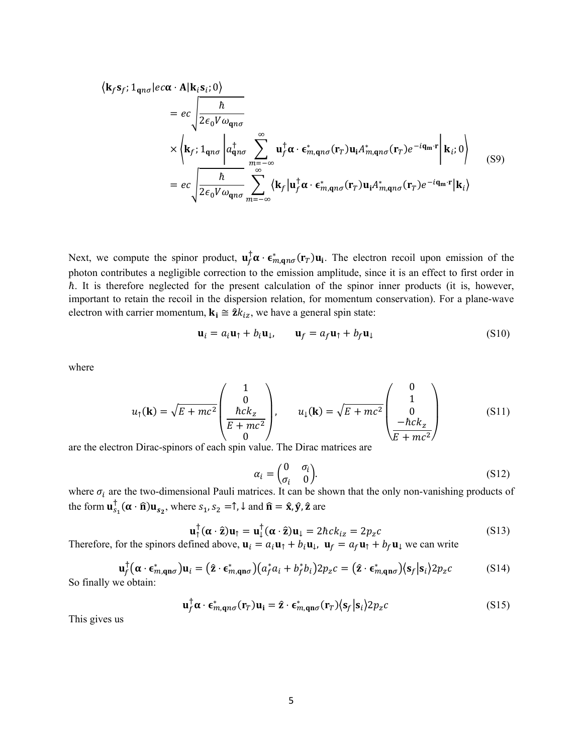$$
\begin{aligned}
\langle \mathbf{k}_f \mathbf{s}_f ; 1_{\mathbf{q}n\sigma} | ec\boldsymbol{\alpha} \cdot \mathbf{A} | \mathbf{k}_i \mathbf{s}_i ; 0 \rangle
&= ec\sqrt{\frac{\hbar}{2\epsilon_0 V \omega_{\mathbf{q}n\sigma}}} \\
&\times \left\langle \mathbf{k}_f ; 1_{\mathbf{q}n\sigma} \left| a^\dagger_{\mathbf{q}n\sigma} \sum_{m=-\infty}^{\infty} \mathbf{u}_f^\dagger \boldsymbol{\alpha} \cdot \boldsymbol{\epsilon}^*_{m,\mathbf{q}n\sigma}(\mathbf{r}_T) \mathbf{u_i} A^*_{m,\mathbf{q}n\sigma}(\mathbf{r}_T) e^{-i\mathbf{q_m}\cdot\mathbf{r}} \right| \mathbf{k}_i ; 0 \right\rangle \\
&= ec\sqrt{\frac{\hbar}{2\epsilon_0 V \omega_{\mathbf{q}n\sigma}}} \sum_{m=-\infty}^{\infty} \langle \mathbf{k}_f | \mathbf{u}_f^\dagger \boldsymbol{\alpha} \cdot \boldsymbol{\epsilon}^*_{m,\mathbf{q}n\sigma}(\mathbf{r}_T) \mathbf{u_i} A^*_{m,\mathbf{q}n\sigma}(\mathbf{r}_T) e^{-i\mathbf{q_m}\cdot\mathbf{r}} | \mathbf{k}_i \rangle
\end{aligned}
\tag{S9}
$$

Next, we compute the spinor product, $\mathbf{u}_f^\dagger \boldsymbol{\alpha} \cdot \boldsymbol{\epsilon}^*_{m,\mathbf{q}n\sigma}(\mathbf{r}_T)\mathbf{u_i}$. The electron recoil upon emission of the photon contributes a negligible correction to the emission amplitude, since it is an effect to first order in $\hbar$. It is therefore neglected for the present calculation of the spinor inner products (it is, however, important to retain the recoil in the dispersion relation, for momentum conservation). For a plane-wave electron with carrier momentum, $\mathbf{k_i} \cong \hat{\mathbf{z}} k_{iz}$, we have a general spin state:

$$
\mathbf{u}_i = a_i \mathbf{u}_\uparrow + b_i \mathbf{u}_\downarrow, \qquad \mathbf{u}_f = a_f \mathbf{u}_\uparrow + b_f \mathbf{u}_\downarrow \tag{S10}
$$

where

$$
u_\uparrow(\mathbf{k}) = \sqrt{E + mc^2} \begin{pmatrix} 1 \\ 0 \\ \dfrac{\hbar c k_z}{E + mc^2} \\ 0 \end{pmatrix}, \qquad u_\downarrow(\mathbf{k}) = \sqrt{E + mc^2} \begin{pmatrix} 0 \\ 1 \\ 0 \\ \dfrac{-\hbar c k_z}{E + mc^2} \end{pmatrix} \tag{S11}
$$

are the electron Dirac-spinors of each spin value. The Dirac matrices are

$$
\alpha_i = \begin{pmatrix} 0 & \sigma_i \\ \sigma_i & 0 \end{pmatrix}. \tag{S12}
$$

where $\sigma_i$ are the two-dimensional Pauli matrices. It can be shown that the only non-vanishing products of the form $\mathbf{u}_{s_1}^\dagger (\boldsymbol{\alpha} \cdot \hat{\mathbf{n}}) \mathbf{u}_{s_2}$, where $s_1, s_2 = \uparrow, \downarrow$ and $\hat{\mathbf{n}} = \hat{\mathbf{x}}, \hat{\mathbf{y}}, \hat{\mathbf{z}}$ are

$$
\mathbf{u}_\uparrow^\dagger (\boldsymbol{\alpha} \cdot \hat{\mathbf{z}}) \mathbf{u}_\uparrow = \mathbf{u}_\downarrow^\dagger (\boldsymbol{\alpha} \cdot \hat{\mathbf{z}}) \mathbf{u}_\downarrow = 2\hbar c k_{iz} = 2 p_z c \tag{S13}
$$

Therefore, for the spinors defined above, $\mathbf{u}_i = a_i \mathbf{u}_\uparrow + b_i \mathbf{u}_\downarrow$, $\mathbf{u}_f = a_f \mathbf{u}_\uparrow + b_f \mathbf{u}_\downarrow$ we can write

$$
\mathbf{u}_f^\dagger (\boldsymbol{\alpha} \cdot \boldsymbol{\epsilon}^*_{m,\mathbf{q}n\sigma}) \mathbf{u}_i = (\hat{\mathbf{z}} \cdot \boldsymbol{\epsilon}^*_{m,\mathbf{q}n\sigma})(a_f^* a_i + b_f^* b_i) 2 p_z c = (\hat{\mathbf{z}} \cdot \boldsymbol{\epsilon}^*_{m,\mathbf{q}n\sigma}) \langle \mathbf{s}_f | \mathbf{s}_i \rangle 2 p_z c \tag{S14}
$$

So finally we obtain:

$$
\mathbf{u}_f^\dagger \boldsymbol{\alpha} \cdot \boldsymbol{\epsilon}^*_{m,\mathbf{q}n\sigma}(\mathbf{r}_T) \mathbf{u_i} = \hat{\mathbf{z}} \cdot \boldsymbol{\epsilon}^*_{m,\mathbf{q}n\sigma}(\mathbf{r}_T) \langle \mathbf{s}_f | \mathbf{s}_i \rangle 2 p_z c \tag{S15}
$$

This gives us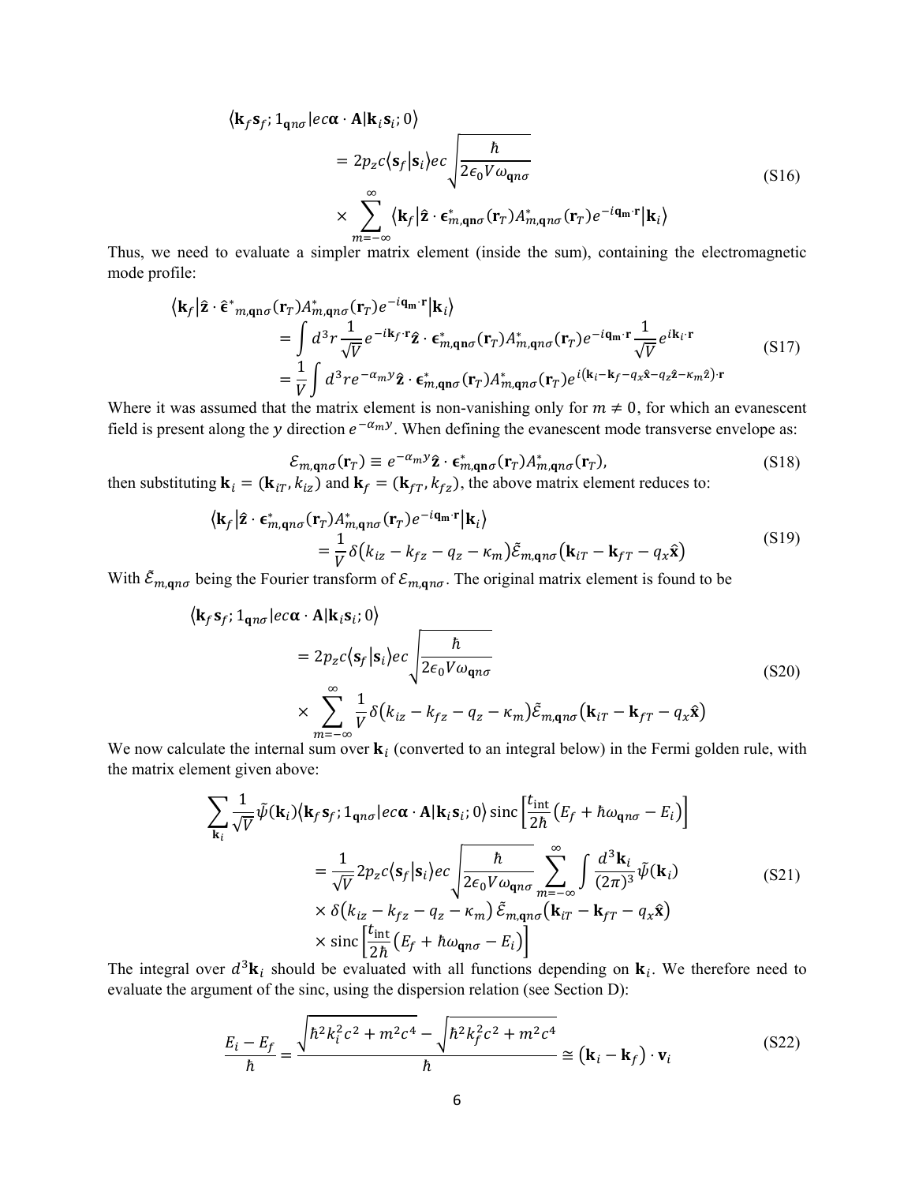$$
\begin{aligned}
\langle \mathbf{k}_f \mathbf{s}_f ; 1_{\mathbf{q}n\sigma} | ec\boldsymbol{\alpha}\cdot\mathbf{A} | \mathbf{k}_i \mathbf{s}_i ; 0 \rangle
&= 2p_z c \langle \mathbf{s}_f | \mathbf{s}_i \rangle ec \sqrt{\frac{\hbar}{2\epsilon_0 V \omega_{\mathbf{q}n\sigma}}} \\
&\quad \times \sum_{m=-\infty}^{\infty} \left\langle \mathbf{k}_f \middle| \hat{\mathbf{z}} \cdot \boldsymbol{\epsilon}^*_{m,\mathbf{q}n\sigma}(\mathbf{r}_T) A^*_{m,\mathbf{q}n\sigma}(\mathbf{r}_T) e^{-i\mathbf{q}_\mathbf{m}\cdot\mathbf{r}} \middle| \mathbf{k}_i \right\rangle
\end{aligned}
\tag{S16}
$$

Thus, we need to evaluate a simpler matrix element (inside the sum), containing the electromagnetic mode profile:

$$
\begin{aligned}
\left\langle \mathbf{k}_f \middle| \hat{\mathbf{z}} \cdot \hat{\boldsymbol{\epsilon}}^*{}_{m,\mathbf{q}n\sigma}(\mathbf{r}_T) A^*_{m,\mathbf{q}n\sigma}(\mathbf{r}_T) e^{-i\mathbf{q}_\mathbf{m}\cdot\mathbf{r}} \middle| \mathbf{k}_i \right\rangle
&= \int d^3 r \frac{1}{\sqrt{V}} e^{-i\mathbf{k}_f\cdot\mathbf{r}} \hat{\mathbf{z}} \cdot \boldsymbol{\epsilon}^*_{m,\mathbf{q}n\sigma}(\mathbf{r}_T) A^*_{m,\mathbf{q}n\sigma}(\mathbf{r}_T) e^{-i\mathbf{q}_\mathbf{m}\cdot\mathbf{r}} \frac{1}{\sqrt{V}} e^{i\mathbf{k}_i\cdot\mathbf{r}} \\
&= \frac{1}{V} \int d^3 r e^{-\alpha_m y} \hat{\mathbf{z}} \cdot \boldsymbol{\epsilon}^*_{m,\mathbf{q}n\sigma}(\mathbf{r}_T) A^*_{m,\mathbf{q}n\sigma}(\mathbf{r}_T) e^{i(\mathbf{k}_i - \mathbf{k}_f - q_x\hat{\mathbf{x}} - q_z\hat{\mathbf{z}} - \kappa_m\hat{z})\cdot\mathbf{r}}
\end{aligned}
\tag{S17}
$$

Where it was assumed that the matrix element is non-vanishing only for $m \neq 0$, for which an evanescent field is present along the $y$ direction $e^{-\alpha_m y}$. When defining the evanescent mode transverse envelope as:

$$
\mathcal{E}_{m,\mathbf{q}n\sigma}(\mathbf{r}_T) \equiv e^{-\alpha_m y} \hat{\mathbf{z}} \cdot \boldsymbol{\epsilon}^*_{m,\mathbf{q}n\sigma}(\mathbf{r}_T) A^*_{m,\mathbf{q}n\sigma}(\mathbf{r}_T),
\tag{S18}
$$

then substituting $\mathbf{k}_i = (\mathbf{k}_{iT}, k_{iz})$ and $\mathbf{k}_f = (\mathbf{k}_{fT}, k_{fz})$, the above matrix element reduces to:

$$
\left\langle \mathbf{k}_f \middle| \hat{\mathbf{z}} \cdot \boldsymbol{\epsilon}^*_{m,\mathbf{q}n\sigma}(\mathbf{r}_T) A^*_{m,\mathbf{q}n\sigma}(\mathbf{r}_T) e^{-i\mathbf{q}_\mathbf{m}\cdot\mathbf{r}} \middle| \mathbf{k}_i \right\rangle
= \frac{1}{V} \delta\left(k_{iz} - k_{fz} - q_z - \kappa_m\right) \tilde{\mathcal{E}}_{m,\mathbf{q}n\sigma}\left(\mathbf{k}_{iT} - \mathbf{k}_{fT} - q_x\hat{\mathbf{x}}\right)
\tag{S19}
$$

With $\tilde{\mathcal{E}}_{m,\mathbf{q}n\sigma}$ being the Fourier transform of $\mathcal{E}_{m,\mathbf{q}n\sigma}$. The original matrix element is found to be

$$
\begin{aligned}
\langle \mathbf{k}_f \mathbf{s}_f ; 1_{\mathbf{q}n\sigma} | ec\boldsymbol{\alpha}\cdot\mathbf{A} | \mathbf{k}_i \mathbf{s}_i ; 0 \rangle
&= 2p_z c \langle \mathbf{s}_f | \mathbf{s}_i \rangle ec \sqrt{\frac{\hbar}{2\epsilon_0 V \omega_{\mathbf{q}n\sigma}}} \\
&\quad \times \sum_{m=-\infty}^{\infty} \frac{1}{V} \delta\left(k_{iz} - k_{fz} - q_z - \kappa_m\right) \tilde{\mathcal{E}}_{m,\mathbf{q}n\sigma}\left(\mathbf{k}_{iT} - \mathbf{k}_{fT} - q_x\hat{\mathbf{x}}\right)
\end{aligned}
\tag{S20}
$$

We now calculate the internal sum over $\mathbf{k}_i$ (converted to an integral below) in the Fermi golden rule, with the matrix element given above:

$$
\begin{aligned}
\sum_{\mathbf{k}_i} \frac{1}{\sqrt{V}} \tilde{\psi}(\mathbf{k}_i) \langle \mathbf{k}_f \mathbf{s}_f ; 1_{\mathbf{q}n\sigma} | ec\boldsymbol{\alpha}\cdot\mathbf{A} | \mathbf{k}_i \mathbf{s}_i ; 0 \rangle \operatorname{sinc}\left[\frac{t_{\text{int}}}{2\hbar}\left(E_f + \hbar\omega_{\mathbf{q}n\sigma} - E_i\right)\right]
&= \frac{1}{\sqrt{V}} 2p_z c \langle \mathbf{s}_f | \mathbf{s}_i \rangle ec \sqrt{\frac{\hbar}{2\epsilon_0 V \omega_{\mathbf{q}n\sigma}}} \sum_{m=-\infty}^{\infty} \int \frac{d^3\mathbf{k}_i}{(2\pi)^3} \tilde{\psi}(\mathbf{k}_i) \\
&\quad \times \delta\left(k_{iz} - k_{fz} - q_z - \kappa_m\right) \tilde{\mathcal{E}}_{m,\mathbf{q}n\sigma}\left(\mathbf{k}_{iT} - \mathbf{k}_{fT} - q_x\hat{\mathbf{x}}\right) \\
&\quad \times \operatorname{sinc}\left[\frac{t_{\text{int}}}{2\hbar}\left(E_f + \hbar\omega_{\mathbf{q}n\sigma} - E_i\right)\right]
\end{aligned}
\tag{S21}
$$

The integral over $d^3\mathbf{k}_i$ should be evaluated with all functions depending on $\mathbf{k}_i$. We therefore need to evaluate the argument of the sinc, using the dispersion relation (see Section D):

$$
\frac{E_i - E_f}{\hbar} = \frac{\sqrt{\hbar^2 k_i^2 c^2 + m^2 c^4} - \sqrt{\hbar^2 k_f^2 c^2 + m^2 c^4}}{\hbar} \cong \left(\mathbf{k}_i - \mathbf{k}_f\right) \cdot \mathbf{v}_i
\tag{S22}
$$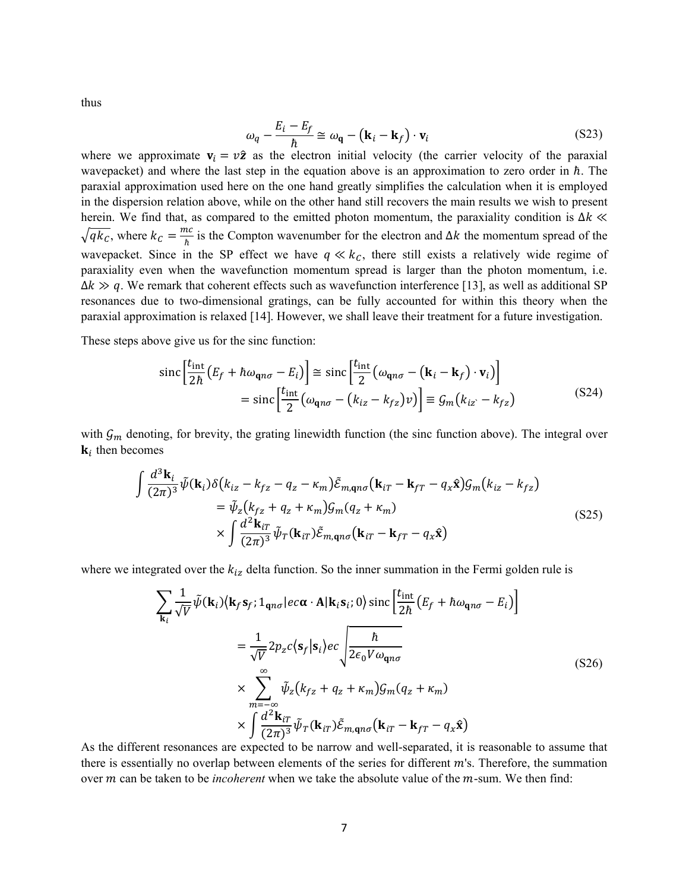thus

$$\omega_q - \frac{E_i - E_f}{\hbar} \cong \omega_{\mathbf{q}} - (\mathbf{k}_i - \mathbf{k}_f) \cdot \mathbf{v}_i \tag{S23}$$

where we approximate $\mathbf{v}_i = v\hat{\mathbf{z}}$ as the electron initial velocity (the carrier velocity of the paraxial wavepacket) and where the last step in the equation above is an approximation to zero order in $\hbar$. The paraxial approximation used here on the one hand greatly simplifies the calculation when it is employed in the dispersion relation above, while on the other hand still recovers the main results we wish to present herein. We find that, as compared to the emitted photon momentum, the paraxiality condition is $\Delta k \ll \sqrt{q k_C}$, where $k_C = \frac{mc}{\hbar}$ is the Compton wavenumber for the electron and $\Delta k$ the momentum spread of the wavepacket. Since in the SP effect we have $q \ll k_C$, there still exists a relatively wide regime of paraxiality even when the wavefunction momentum spread is larger than the photon momentum, i.e. $\Delta k \gg q$. We remark that coherent effects such as wavefunction interference [13], as well as additional SP resonances due to two-dimensional gratings, can be fully accounted for within this theory when the paraxial approximation is relaxed [14]. However, we shall leave their treatment for a future investigation.

These steps above give us for the sinc function:

$$\begin{aligned} \operatorname{sinc}\left[\frac{t_{\text{int}}}{2\hbar}\left(E_f + \hbar\omega_{\mathbf{q}n\sigma} - E_i\right)\right] &\cong \operatorname{sinc}\left[\frac{t_{\text{int}}}{2}\left(\omega_{\mathbf{q}n\sigma} - (\mathbf{k}_i - \mathbf{k}_f) \cdot \mathbf{v}_i\right)\right] \\ &= \operatorname{sinc}\left[\frac{t_{\text{int}}}{2}\left(\omega_{\mathbf{q}n\sigma} - (k_{iz} - k_{fz})v\right)\right] \equiv \mathcal{G}_m(k_{iz} - k_{fz}) \end{aligned} \tag{S24}$$

with $\mathcal{G}_m$ denoting, for brevity, the grating linewidth function (the sinc function above). The integral over $\mathbf{k}_i$ then becomes

$$\begin{aligned} \int \frac{d^3\mathbf{k}_i}{(2\pi)^3} \tilde{\psi}(\mathbf{k}_i) \delta(k_{iz} - k_{fz} - q_z - \kappa_m) \tilde{\mathcal{E}}_{m,\mathbf{q}n\sigma}(\mathbf{k}_{iT} - \mathbf{k}_{fT} - q_x\hat{\mathbf{x}}) \mathcal{G}_m(k_{iz} - k_{fz}) \\ = \tilde{\psi}_z(k_{fz} + q_z + \kappa_m) \mathcal{G}_m(q_z + \kappa_m) \\ \times \int \frac{d^2\mathbf{k}_{iT}}{(2\pi)^3} \tilde{\psi}_T(\mathbf{k}_{iT}) \tilde{\mathcal{E}}_{m,\mathbf{q}n\sigma}(\mathbf{k}_{iT} - \mathbf{k}_{fT} - q_x\hat{\mathbf{x}}) \end{aligned} \tag{S25}$$

where we integrated over the $k_{iz}$ delta function. So the inner summation in the Fermi golden rule is

$$\begin{aligned} \sum_{\mathbf{k}_i} \frac{1}{\sqrt{V}} \tilde{\psi}(\mathbf{k}_i) \langle \mathbf{k}_f \mathbf{s}_f; 1_{\mathbf{q}n\sigma} | ec\boldsymbol{\alpha} \cdot \mathbf{A} | \mathbf{k}_i \mathbf{s}_i; 0 \rangle \operatorname{sinc}\left[\frac{t_{\text{int}}}{2\hbar}\left(E_f + \hbar\omega_{\mathbf{q}n\sigma} - E_i\right)\right] \\ = \frac{1}{\sqrt{V}} 2p_z c \langle \mathbf{s}_f | \mathbf{s}_i \rangle ec \sqrt{\frac{\hbar}{2\epsilon_0 V \omega_{\mathbf{q}n\sigma}}} \\ \times \sum_{m=-\infty}^{\infty} \tilde{\psi}_z(k_{fz} + q_z + \kappa_m) \mathcal{G}_m(q_z + \kappa_m) \\ \times \int \frac{d^2\mathbf{k}_{iT}}{(2\pi)^3} \tilde{\psi}_T(\mathbf{k}_{iT}) \tilde{\mathcal{E}}_{m,\mathbf{q}n\sigma}(\mathbf{k}_{iT} - \mathbf{k}_{fT} - q_x\hat{\mathbf{x}}) \end{aligned} \tag{S26}$$

As the different resonances are expected to be narrow and well-separated, it is reasonable to assume that there is essentially no overlap between elements of the series for different $m$'s. Therefore, the summation over $m$ can be taken to be *incoherent* when we take the absolute value of the $m$-sum. We then find: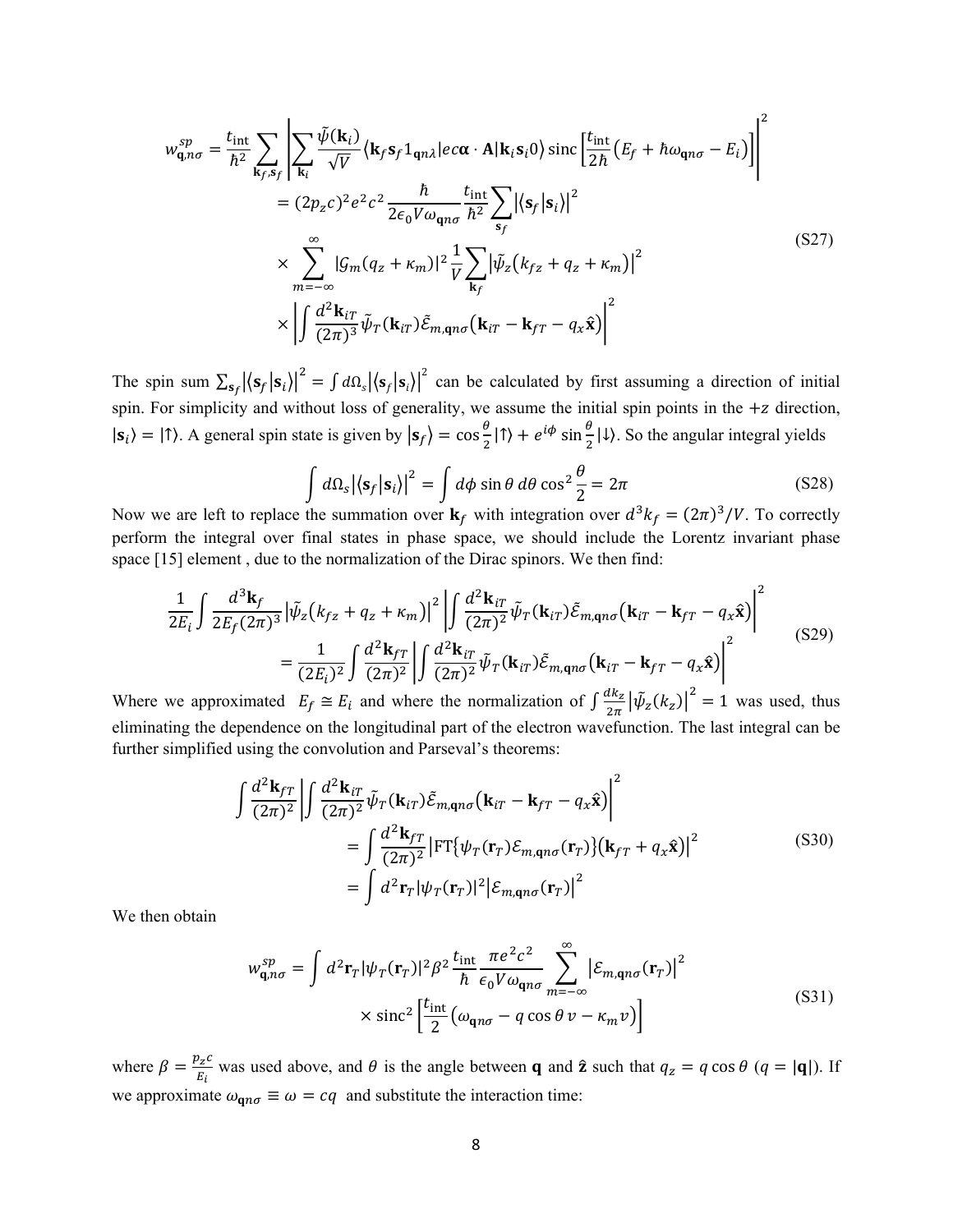$$
\begin{aligned}
w_{\mathbf{q},n\sigma}^{sp} &= \frac{t_{\text{int}}}{\hbar^2}\sum_{\mathbf{k}_f,\mathbf{s}_f}\left|\sum_{\mathbf{k}_i}\frac{\tilde{\psi}(\mathbf{k}_i)}{\sqrt{V}}\langle\mathbf{k}_f\mathbf{s}_f 1_{\mathbf{q}n\lambda}|ec\boldsymbol{\alpha}\cdot\mathbf{A}|\mathbf{k}_i\mathbf{s}_i 0\rangle\,\text{sinc}\left[\frac{t_{\text{int}}}{2\hbar}\left(E_f+\hbar\omega_{\mathbf{q}n\sigma}-E_i\right)\right]\right|^2 \\
&= (2p_z c)^2 e^2 c^2\frac{\hbar}{2\epsilon_0 V\omega_{\mathbf{q}n\sigma}}\frac{t_{\text{int}}}{\hbar^2}\sum_{\mathbf{s}_f}\left|\langle\mathbf{s}_f|\mathbf{s}_i\rangle\right|^2 \\
&\times\sum_{m=-\infty}^{\infty}|\mathcal{G}_m(q_z+\kappa_m)|^2\frac{1}{V}\sum_{\mathbf{k}_f}\left|\tilde{\psi}_z\left(k_{fz}+q_z+\kappa_m\right)\right|^2 \\
&\times\left|\int\frac{d^2\mathbf{k}_{iT}}{(2\pi)^3}\tilde{\psi}_T(\mathbf{k}_{iT})\tilde{\mathcal{E}}_{m,\mathbf{q}n\sigma}\left(\mathbf{k}_{iT}-\mathbf{k}_{fT}-q_x\hat{\mathbf{x}}\right)\right|^2
\end{aligned}
\tag{S27}
$$

The spin sum $\sum_{\mathbf{s}_f}\left|\langle\mathbf{s}_f|\mathbf{s}_i\rangle\right|^2=\int d\Omega_s\left|\langle\mathbf{s}_f|\mathbf{s}_i\rangle\right|^2$ can be calculated by first assuming a direction of initial spin. For simplicity and without loss of generality, we assume the initial spin points in the $+z$ direction, $|\mathbf{s}_i\rangle=|\uparrow\rangle$. A general spin state is given by $|\mathbf{s}_f\rangle=\cos\frac{\theta}{2}|\uparrow\rangle+e^{i\phi}\sin\frac{\theta}{2}|\downarrow\rangle$. So the angular integral yields

$$
\int d\Omega_s\left|\langle\mathbf{s}_f|\mathbf{s}_i\rangle\right|^2=\int d\phi\sin\theta\,d\theta\cos^2\frac{\theta}{2}=2\pi
\tag{S28}
$$

Now we are left to replace the summation over $\mathbf{k}_f$ with integration over $d^3k_f=(2\pi)^3/V$. To correctly perform the integral over final states in phase space, we should include the Lorentz invariant phase space [15] element , due to the normalization of the Dirac spinors. We then find:

$$
\begin{aligned}
\frac{1}{2E_i}\int\frac{d^3\mathbf{k}_f}{2E_f(2\pi)^3}\left|\tilde{\psi}_z\left(k_{fz}+q_z+\kappa_m\right)\right|^2&\left|\int\frac{d^2\mathbf{k}_{iT}}{(2\pi)^2}\tilde{\psi}_T(\mathbf{k}_{iT})\tilde{\mathcal{E}}_{m,\mathbf{q}n\sigma}\left(\mathbf{k}_{iT}-\mathbf{k}_{fT}-q_x\hat{\mathbf{x}}\right)\right|^2 \\
&=\frac{1}{(2E_i)^2}\int\frac{d^2\mathbf{k}_{fT}}{(2\pi)^2}\left|\int\frac{d^2\mathbf{k}_{iT}}{(2\pi)^2}\tilde{\psi}_T(\mathbf{k}_{iT})\tilde{\mathcal{E}}_{m,\mathbf{q}n\sigma}\left(\mathbf{k}_{iT}-\mathbf{k}_{fT}-q_x\hat{\mathbf{x}}\right)\right|^2
\end{aligned}
\tag{S29}
$$

Where we approximated $E_f\cong E_i$ and where the normalization of $\int\frac{dk_z}{2\pi}\left|\tilde{\psi}_z(k_z)\right|^2=1$ was used, thus eliminating the dependence on the longitudinal part of the electron wavefunction. The last integral can be further simplified using the convolution and Parseval's theorems:

$$
\begin{aligned}
\int\frac{d^2\mathbf{k}_{fT}}{(2\pi)^2}&\left|\int\frac{d^2\mathbf{k}_{iT}}{(2\pi)^2}\tilde{\psi}_T(\mathbf{k}_{iT})\tilde{\mathcal{E}}_{m,\mathbf{q}n\sigma}\left(\mathbf{k}_{iT}-\mathbf{k}_{fT}-q_x\hat{\mathbf{x}}\right)\right|^2 \\
&=\int\frac{d^2\mathbf{k}_{fT}}{(2\pi)^2}\left|\text{FT}\{\psi_T(\mathbf{r}_T)\mathcal{E}_{m,\mathbf{q}n\sigma}(\mathbf{r}_T)\}\left(\mathbf{k}_{fT}+q_x\hat{\mathbf{x}}\right)\right|^2 \\
&=\int d^2\mathbf{r}_T|\psi_T(\mathbf{r}_T)|^2\left|\mathcal{E}_{m,\mathbf{q}n\sigma}(\mathbf{r}_T)\right|^2
\end{aligned}
\tag{S30}
$$

We then obtain

$$
\begin{aligned}
w_{\mathbf{q},n\sigma}^{sp}=\int d^2\mathbf{r}_T|\psi_T(\mathbf{r}_T)|^2\beta^2\frac{t_{\text{int}}}{\hbar}\frac{\pi e^2c^2}{\epsilon_0 V\omega_{\mathbf{q}n\sigma}}&\sum_{m=-\infty}^{\infty}\left|\mathcal{E}_{m,\mathbf{q}n\sigma}(\mathbf{r}_T)\right|^2 \\
&\times\text{sinc}^2\left[\frac{t_{\text{int}}}{2}\left(\omega_{\mathbf{q}n\sigma}-q\cos\theta\,v-\kappa_m v\right)\right]
\end{aligned}
\tag{S31}
$$

where $\beta=\frac{p_z c}{E_i}$ was used above, and $\theta$ is the angle between $\mathbf{q}$ and $\hat{\mathbf{z}}$ such that $q_z=q\cos\theta$ ($q=|\mathbf{q}|$). If we approximate $\omega_{\mathbf{q}n\sigma}\equiv\omega=cq$ and substitute the interaction time: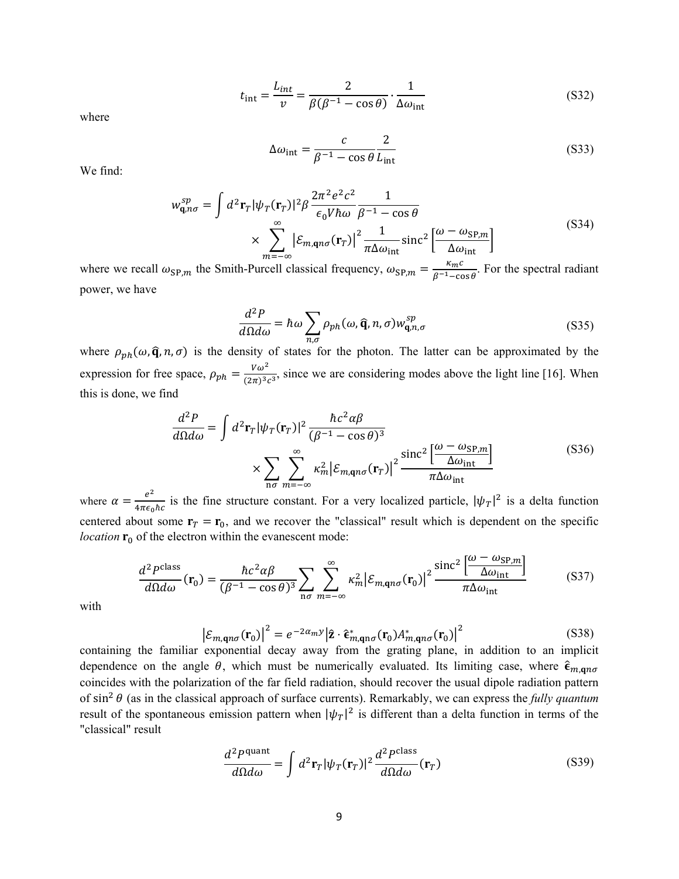$$t_{\text{int}} = \frac{L_{int}}{v} = \frac{2}{\beta(\beta^{-1} - \cos\theta)} \cdot \frac{1}{\Delta\omega_{\text{int}}} \tag{S32}$$

where

$$\Delta\omega_{\text{int}} = \frac{c}{\beta^{-1} - \cos\theta} \frac{2}{L_{\text{int}}} \tag{S33}$$

We find:

$$\begin{aligned} w_{\mathbf{q},n\sigma}^{sp} = \int d^2\mathbf{r}_T |\psi_T(\mathbf{r}_T)|^2 \beta \frac{2\pi^2 e^2 c^2}{\epsilon_0 V \hbar\omega} \frac{1}{\beta^{-1} - \cos\theta} \\ \times \sum_{m=-\infty}^{\infty} \left|\mathcal{E}_{m,\mathbf{q}n\sigma}(\mathbf{r}_T)\right|^2 \frac{1}{\pi\Delta\omega_{\text{int}}} \text{sinc}^2\left[\frac{\omega - \omega_{\text{SP},m}}{\Delta\omega_{\text{int}}}\right] \end{aligned} \tag{S34}$$

where we recall $\omega_{\text{SP},m}$ the Smith-Purcell classical frequency, $\omega_{\text{SP},m} = \frac{\kappa_m c}{\beta^{-1} - \cos\theta}$. For the spectral radiant power, we have

$$\frac{d^2P}{d\Omega d\omega} = \hbar\omega \sum_{n,\sigma} \rho_{ph}(\omega, \hat{\mathbf{q}}, n, \sigma) w_{\mathbf{q},n,\sigma}^{sp} \tag{S35}$$

where $\rho_{ph}(\omega, \hat{\mathbf{q}}, n, \sigma)$ is the density of states for the photon. The latter can be approximated by the expression for free space, $\rho_{ph} = \frac{V\omega^2}{(2\pi)^3 c^3}$, since we are considering modes above the light line [16]. When this is done, we find

$$\begin{aligned} \frac{d^2P}{d\Omega d\omega} = \int d^2\mathbf{r}_T |\psi_T(\mathbf{r}_T)|^2 \frac{\hbar c^2 \alpha\beta}{(\beta^{-1} - \cos\theta)^3} \\ \times \sum_{n\sigma} \sum_{m=-\infty}^{\infty} \kappa_m^2 \left|\mathcal{E}_{m,\mathbf{q}n\sigma}(\mathbf{r}_T)\right|^2 \frac{\text{sinc}^2\left[\frac{\omega - \omega_{\text{SP},m}}{\Delta\omega_{\text{int}}}\right]}{\pi\Delta\omega_{\text{int}}} \end{aligned} \tag{S36}$$

where $\alpha = \frac{e^2}{4\pi\epsilon_0 \hbar c}$ is the fine structure constant. For a very localized particle, $|\psi_T|^2$ is a delta function centered about some $\mathbf{r}_T = \mathbf{r}_0$, and we recover the "classical" result which is dependent on the specific *location* $\mathbf{r}_0$ of the electron within the evanescent mode:

$$\frac{d^2P^{\text{class}}}{d\Omega d\omega}(\mathbf{r}_0) = \frac{\hbar c^2 \alpha\beta}{(\beta^{-1} - \cos\theta)^3} \sum_{n\sigma} \sum_{m=-\infty}^{\infty} \kappa_m^2 \left|\mathcal{E}_{m,\mathbf{q}n\sigma}(\mathbf{r}_0)\right|^2 \frac{\text{sinc}^2\left[\frac{\omega - \omega_{\text{SP},m}}{\Delta\omega_{\text{int}}}\right]}{\pi\Delta\omega_{\text{int}}} \tag{S37}$$

with

$$\left|\mathcal{E}_{m,\mathbf{q}n\sigma}(\mathbf{r}_0)\right|^2 = e^{-2\alpha_m y} \left|\hat{\mathbf{z}} \cdot \hat{\boldsymbol{\epsilon}}_{m,\mathbf{q}n\sigma}^*(\mathbf{r}_0) A_{m,\mathbf{q}n\sigma}^*(\mathbf{r}_0)\right|^2 \tag{S38}$$

containing the familiar exponential decay away from the grating plane, in addition to an implicit dependence on the angle $\theta$, which must be numerically evaluated. Its limiting case, where $\hat{\boldsymbol{\epsilon}}_{m,\mathbf{q}n\sigma}$ coincides with the polarization of the far field radiation, should recover the usual dipole radiation pattern of $\sin^2\theta$ (as in the classical approach of surface currents). Remarkably, we can express the *fully quantum* result of the spontaneous emission pattern when $|\psi_T|^2$ is different than a delta function in terms of the "classical" result

$$\frac{d^2P^{\text{quant}}}{d\Omega d\omega} = \int d^2\mathbf{r}_T |\psi_T(\mathbf{r}_T)|^2 \frac{d^2P^{\text{class}}}{d\Omega d\omega}(\mathbf{r}_T) \tag{S39}$$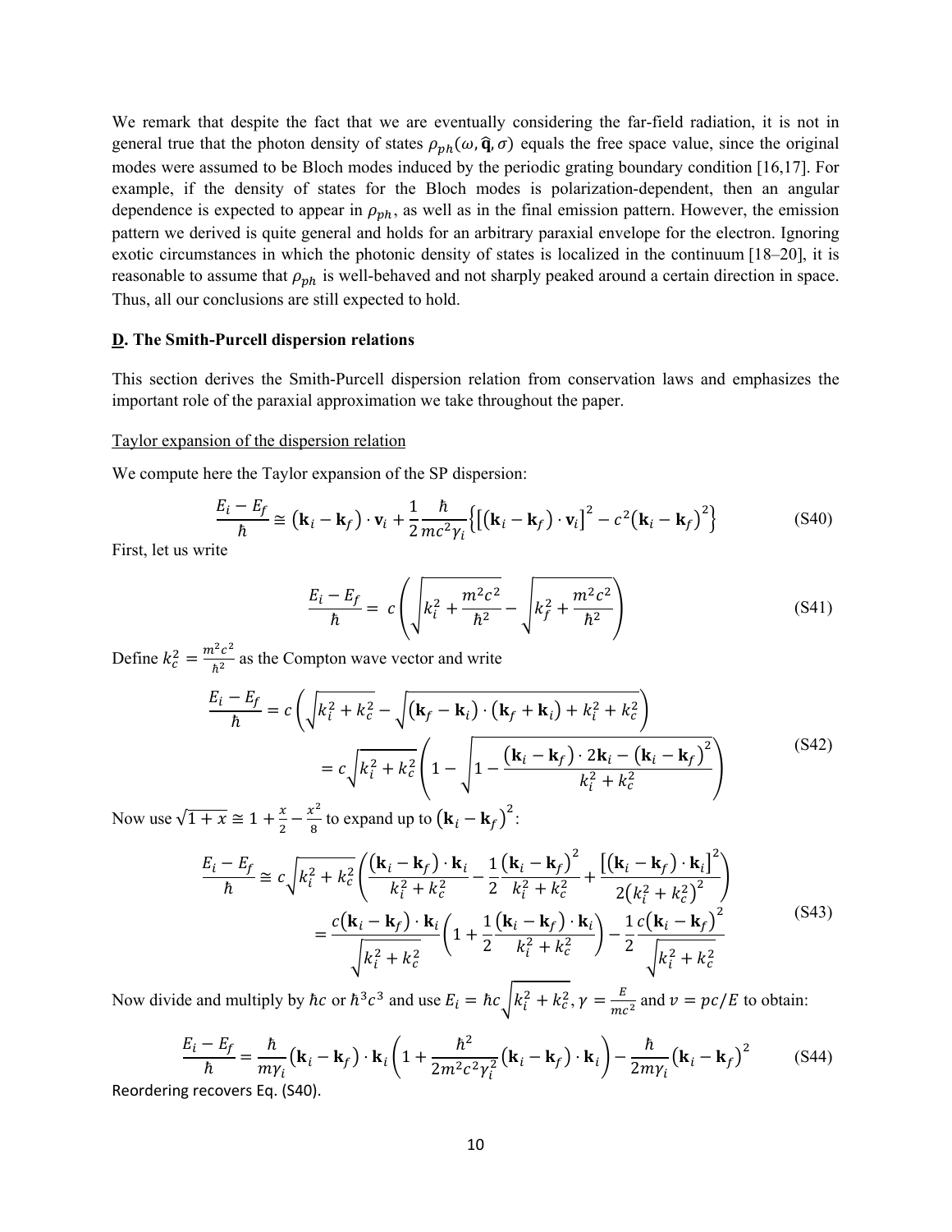We remark that despite the fact that we are eventually considering the far-field radiation, it is not in general true that the photon density of states $\rho_{ph}(\omega, \hat{\mathbf{q}}, \sigma)$ equals the free space value, since the original modes were assumed to be Bloch modes induced by the periodic grating boundary condition [16,17]. For example, if the density of states for the Bloch modes is polarization-dependent, then an angular dependence is expected to appear in $\rho_{ph}$, as well as in the final emission pattern. However, the emission pattern we derived is quite general and holds for an arbitrary paraxial envelope for the electron. Ignoring exotic circumstances in which the photonic density of states is localized in the continuum [18–20], it is reasonable to assume that $\rho_{ph}$ is well-behaved and not sharply peaked around a certain direction in space. Thus, all our conclusions are still expected to hold.

## **D. The Smith-Purcell dispersion relations**

This section derives the Smith-Purcell dispersion relation from conservation laws and emphasizes the important role of the paraxial approximation we take throughout the paper.

Taylor expansion of the dispersion relation

We compute here the Taylor expansion of the SP dispersion:

$$\frac{E_i - E_f}{\hbar} \cong (\mathbf{k}_i - \mathbf{k}_f) \cdot \mathbf{v}_i + \frac{1}{2}\frac{\hbar}{mc^2\gamma_i}\left\{\left[(\mathbf{k}_i - \mathbf{k}_f) \cdot \mathbf{v}_i\right]^2 - c^2(\mathbf{k}_i - \mathbf{k}_f)^2\right\} \tag{S40}$$

First, let us write

$$\frac{E_i - E_f}{\hbar} = c\left(\sqrt{k_i^2 + \frac{m^2c^2}{\hbar^2}} - \sqrt{k_f^2 + \frac{m^2c^2}{\hbar^2}}\right) \tag{S41}$$

Define $k_c^2 = \frac{m^2c^2}{\hbar^2}$ as the Compton wave vector and write

$$\begin{aligned}\frac{E_i - E_f}{\hbar} &= c\left(\sqrt{k_i^2 + k_c^2} - \sqrt{(\mathbf{k}_f - \mathbf{k}_i) \cdot (\mathbf{k}_f + \mathbf{k}_i) + k_i^2 + k_c^2}\right) \\ &= c\sqrt{k_i^2 + k_c^2}\left(1 - \sqrt{1 - \frac{(\mathbf{k}_i - \mathbf{k}_f) \cdot 2\mathbf{k}_i - (\mathbf{k}_i - \mathbf{k}_f)^2}{k_i^2 + k_c^2}}\right)\end{aligned} \tag{S42}$$

Now use $\sqrt{1+x} \cong 1 + \frac{x}{2} - \frac{x^2}{8}$ to expand up to $(\mathbf{k}_i - \mathbf{k}_f)^2$:

$$\begin{aligned}\frac{E_i - E_f}{\hbar} &\cong c\sqrt{k_i^2 + k_c^2}\left(\frac{(\mathbf{k}_i - \mathbf{k}_f) \cdot \mathbf{k}_i}{k_i^2 + k_c^2} - \frac{1}{2}\frac{(\mathbf{k}_i - \mathbf{k}_f)^2}{k_i^2 + k_c^2} + \frac{\left[(\mathbf{k}_i - \mathbf{k}_f) \cdot \mathbf{k}_i\right]^2}{2(k_i^2 + k_c^2)^2}\right) \\ &= \frac{c(\mathbf{k}_i - \mathbf{k}_f) \cdot \mathbf{k}_i}{\sqrt{k_i^2 + k_c^2}}\left(1 + \frac{1}{2}\frac{(\mathbf{k}_i - \mathbf{k}_f) \cdot \mathbf{k}_i}{k_i^2 + k_c^2}\right) - \frac{1}{2}\frac{c(\mathbf{k}_i - \mathbf{k}_f)^2}{\sqrt{k_i^2 + k_c^2}}\end{aligned} \tag{S43}$$

Now divide and multiply by $\hbar c$ or $\hbar^3c^3$ and use $E_i = \hbar c\sqrt{k_i^2 + k_c^2}$, $\gamma = \frac{E}{mc^2}$ and $v = pc/E$ to obtain:

$$\frac{E_i - E_f}{\hbar} = \frac{\hbar}{m\gamma_i}(\mathbf{k}_i - \mathbf{k}_f) \cdot \mathbf{k}_i\left(1 + \frac{\hbar^2}{2m^2c^2\gamma_i^2}(\mathbf{k}_i - \mathbf{k}_f) \cdot \mathbf{k}_i\right) - \frac{\hbar}{2m\gamma_i}(\mathbf{k}_i - \mathbf{k}_f)^2 \tag{S44}$$

Reordering recovers Eq. (S40).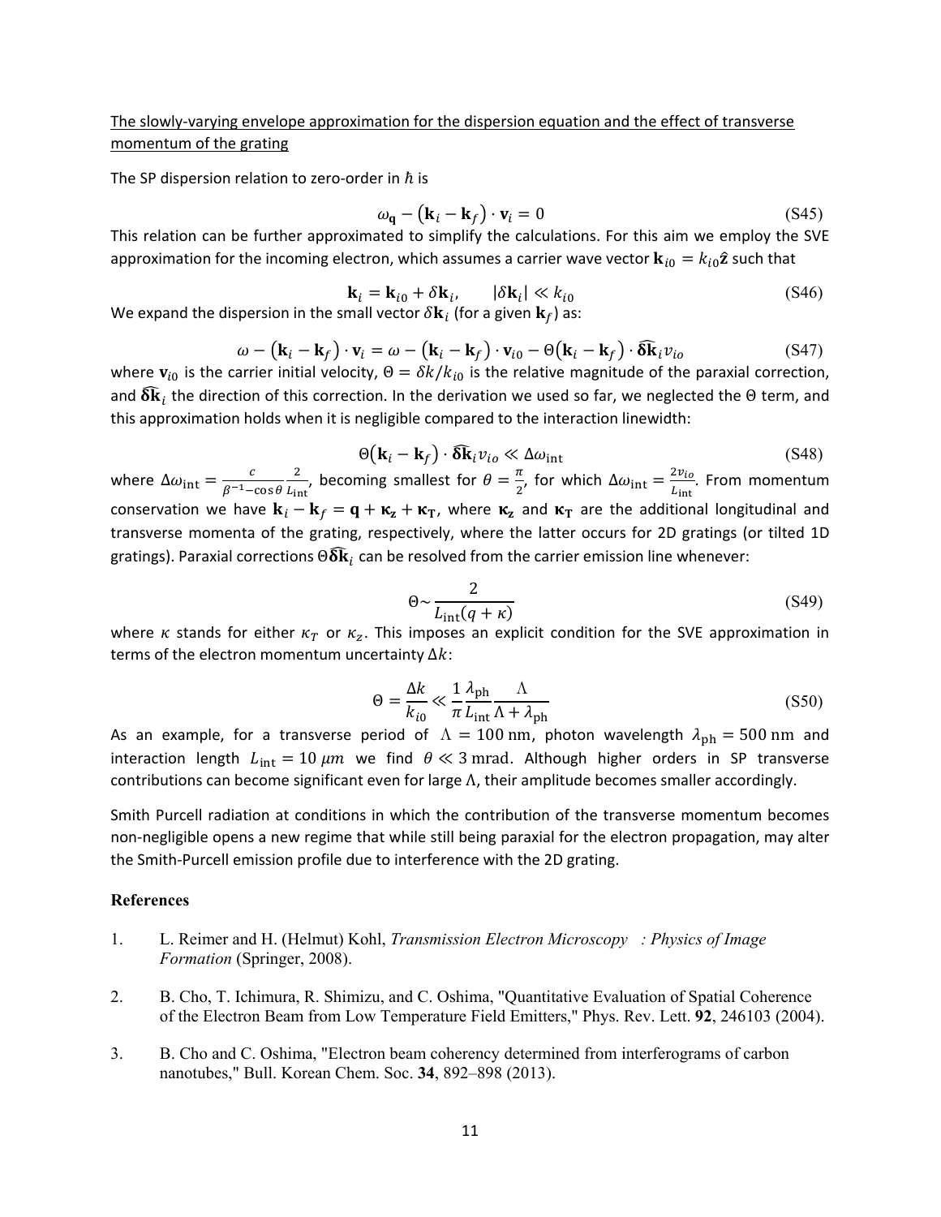The slowly-varying envelope approximation for the dispersion equation and the effect of transverse momentum of the grating

The SP dispersion relation to zero-order in $\hbar$ is

$$\omega_{\mathbf{q}} - (\mathbf{k}_i - \mathbf{k}_f) \cdot \mathbf{v}_i = 0 \tag{S45}$$

This relation can be further approximated to simplify the calculations. For this aim we employ the SVE approximation for the incoming electron, which assumes a carrier wave vector $\mathbf{k}_{i0} = k_{i0}\hat{\mathbf{z}}$ such that

$$\mathbf{k}_i = \mathbf{k}_{i0} + \delta\mathbf{k}_i, \qquad |\delta\mathbf{k}_i| \ll k_{i0} \tag{S46}$$

We expand the dispersion in the small vector $\delta\mathbf{k}_i$ (for a given $\mathbf{k}_f$) as:

$$\omega - (\mathbf{k}_i - \mathbf{k}_f) \cdot \mathbf{v}_i = \omega - (\mathbf{k}_i - \mathbf{k}_f) \cdot \mathbf{v}_{i0} - \Theta(\mathbf{k}_i - \mathbf{k}_f) \cdot \widehat{\boldsymbol{\delta}\mathbf{k}}_i v_{io} \tag{S47}$$

where $\mathbf{v}_{i0}$ is the carrier initial velocity, $\Theta = \delta k / k_{i0}$ is the relative magnitude of the paraxial correction, and $\widehat{\boldsymbol{\delta}\mathbf{k}}_i$ the direction of this correction. In the derivation we used so far, we neglected the $\Theta$ term, and this approximation holds when it is negligible compared to the interaction linewidth:

$$\Theta(\mathbf{k}_i - \mathbf{k}_f) \cdot \widehat{\boldsymbol{\delta}\mathbf{k}}_i v_{io} \ll \Delta\omega_{\text{int}} \tag{S48}$$

where $\Delta\omega_{\text{int}} = \frac{c}{\beta^{-1} - \cos\theta} \frac{2}{L_{\text{int}}}$, becoming smallest for $\theta = \frac{\pi}{2}$, for which $\Delta\omega_{\text{int}} = \frac{2v_{io}}{L_{\text{int}}}$. From momentum conservation we have $\mathbf{k}_i - \mathbf{k}_f = \mathbf{q} + \boldsymbol{\kappa}_{\mathbf{z}} + \boldsymbol{\kappa}_{\mathbf{T}}$, where $\boldsymbol{\kappa}_{\mathbf{z}}$ and $\boldsymbol{\kappa}_{\mathbf{T}}$ are the additional longitudinal and transverse momenta of the grating, respectively, where the latter occurs for 2D gratings (or tilted 1D gratings). Paraxial corrections $\Theta\widehat{\boldsymbol{\delta}\mathbf{k}}_i$ can be resolved from the carrier emission line whenever:

$$\Theta \sim \frac{2}{L_{\text{int}}(q + \kappa)} \tag{S49}$$

where $\kappa$ stands for either $\kappa_T$ or $\kappa_z$. This imposes an explicit condition for the SVE approximation in terms of the electron momentum uncertainty $\Delta k$:

$$\Theta = \frac{\Delta k}{k_{i0}} \ll \frac{1}{\pi} \frac{\lambda_{\text{ph}}}{L_{\text{int}}} \frac{\Lambda}{\Lambda + \lambda_{\text{ph}}} \tag{S50}$$

As an example, for a transverse period of $\Lambda = 100\,\text{nm}$, photon wavelength $\lambda_{\text{ph}} = 500\,\text{nm}$ and interaction length $L_{\text{int}} = 10\,\mu m$ we find $\theta \ll 3\,\text{mrad}$. Although higher orders in SP transverse contributions can become significant even for large $\Lambda$, their amplitude becomes smaller accordingly.

Smith Purcell radiation at conditions in which the contribution of the transverse momentum becomes non-negligible opens a new regime that while still being paraxial for the electron propagation, may alter the Smith-Purcell emission profile due to interference with the 2D grating.

## References

1. L. Reimer and H. (Helmut) Kohl, *Transmission Electron Microscopy : Physics of Image Formation* (Springer, 2008).
2. B. Cho, T. Ichimura, R. Shimizu, and C. Oshima, "Quantitative Evaluation of Spatial Coherence of the Electron Beam from Low Temperature Field Emitters," Phys. Rev. Lett. **92**, 246103 (2004).
3. B. Cho and C. Oshima, "Electron beam coherency determined from interferograms of carbon nanotubes," Bull. Korean Chem. Soc. **34**, 892–898 (2013).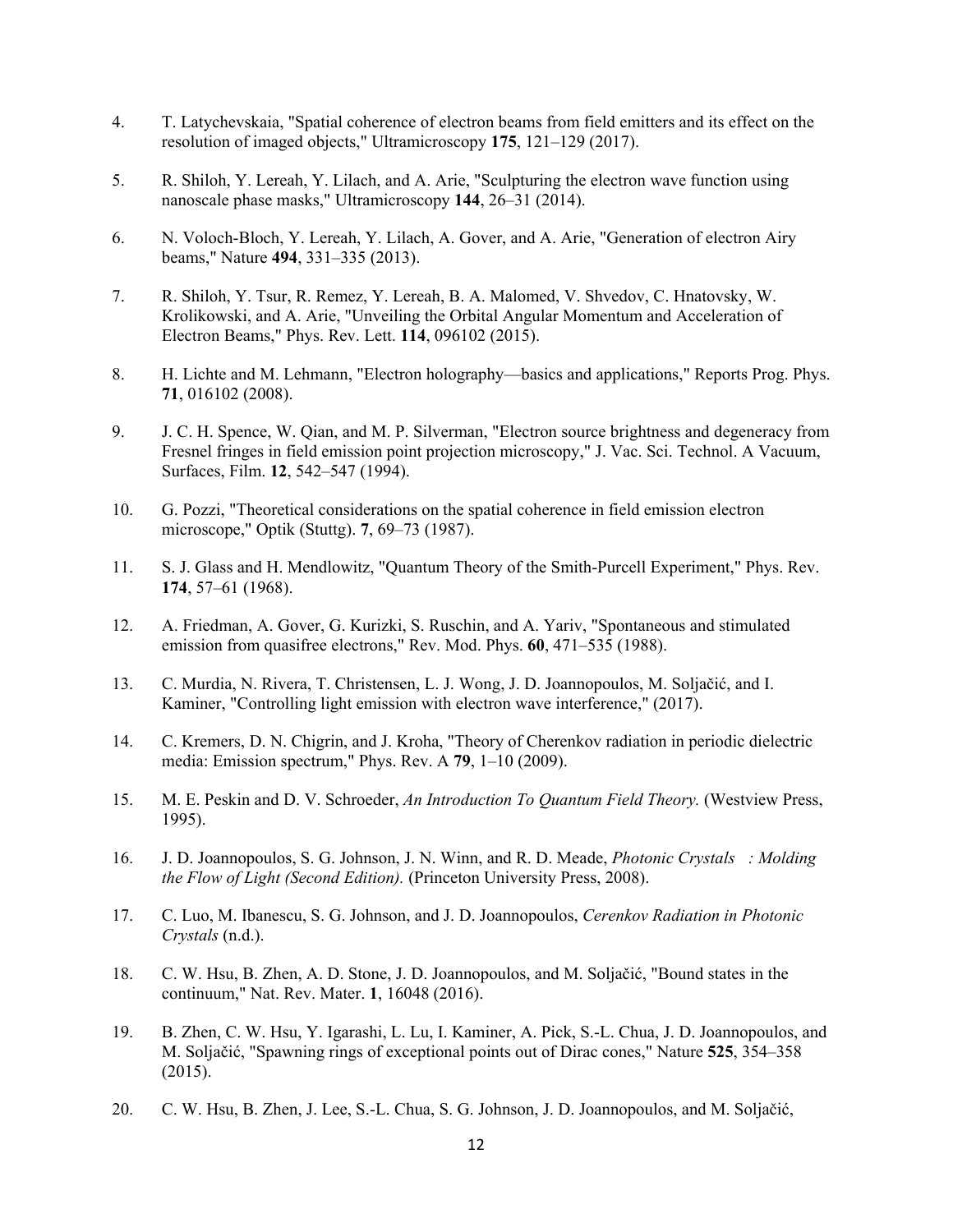4. T. Latychevskaia, "Spatial coherence of electron beams from field emitters and its effect on the resolution of imaged objects," Ultramicroscopy **175**, 121–129 (2017).

5. R. Shiloh, Y. Lereah, Y. Lilach, and A. Arie, "Sculpturing the electron wave function using nanoscale phase masks," Ultramicroscopy **144**, 26–31 (2014).

6. N. Voloch-Bloch, Y. Lereah, Y. Lilach, A. Gover, and A. Arie, "Generation of electron Airy beams," Nature **494**, 331–335 (2013).

7. R. Shiloh, Y. Tsur, R. Remez, Y. Lereah, B. A. Malomed, V. Shvedov, C. Hnatovsky, W. Krolikowski, and A. Arie, "Unveiling the Orbital Angular Momentum and Acceleration of Electron Beams," Phys. Rev. Lett. **114**, 096102 (2015).

8. H. Lichte and M. Lehmann, "Electron holography—basics and applications," Reports Prog. Phys. **71**, 016102 (2008).

9. J. C. H. Spence, W. Qian, and M. P. Silverman, "Electron source brightness and degeneracy from Fresnel fringes in field emission point projection microscopy," J. Vac. Sci. Technol. A Vacuum, Surfaces, Film. **12**, 542–547 (1994).

10. G. Pozzi, "Theoretical considerations on the spatial coherence in field emission electron microscope," Optik (Stuttg). **7**, 69–73 (1987).

11. S. J. Glass and H. Mendlowitz, "Quantum Theory of the Smith-Purcell Experiment," Phys. Rev. **174**, 57–61 (1968).

12. A. Friedman, A. Gover, G. Kurizki, S. Ruschin, and A. Yariv, "Spontaneous and stimulated emission from quasifree electrons," Rev. Mod. Phys. **60**, 471–535 (1988).

13. C. Murdia, N. Rivera, T. Christensen, L. J. Wong, J. D. Joannopoulos, M. Soljačić, and I. Kaminer, "Controlling light emission with electron wave interference," (2017).

14. C. Kremers, D. N. Chigrin, and J. Kroha, "Theory of Cherenkov radiation in periodic dielectric media: Emission spectrum," Phys. Rev. A **79**, 1–10 (2009).

15. M. E. Peskin and D. V. Schroeder, *An Introduction To Quantum Field Theory.* (Westview Press, 1995).

16. J. D. Joannopoulos, S. G. Johnson, J. N. Winn, and R. D. Meade, *Photonic Crystals : Molding the Flow of Light (Second Edition).* (Princeton University Press, 2008).

17. C. Luo, M. Ibanescu, S. G. Johnson, and J. D. Joannopoulos, *Cerenkov Radiation in Photonic Crystals* (n.d.).

18. C. W. Hsu, B. Zhen, A. D. Stone, J. D. Joannopoulos, and M. Soljačić, "Bound states in the continuum," Nat. Rev. Mater. **1**, 16048 (2016).

19. B. Zhen, C. W. Hsu, Y. Igarashi, L. Lu, I. Kaminer, A. Pick, S.-L. Chua, J. D. Joannopoulos, and M. Soljačić, "Spawning rings of exceptional points out of Dirac cones," Nature **525**, 354–358 (2015).

20. C. W. Hsu, B. Zhen, J. Lee, S.-L. Chua, S. G. Johnson, J. D. Joannopoulos, and M. Soljačić,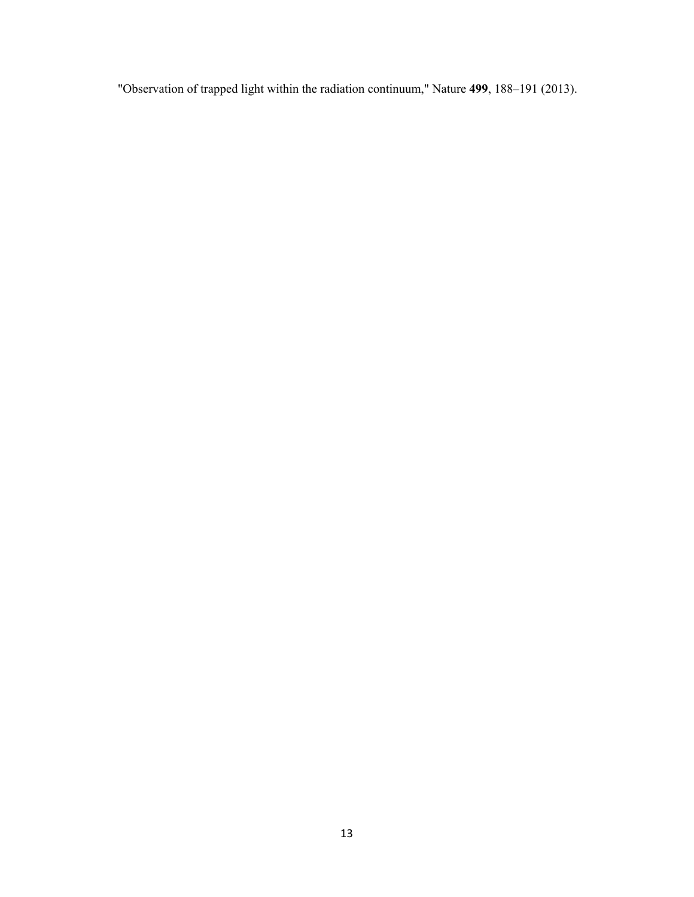"Observation of trapped light within the radiation continuum," Nature **499**, 188–191 (2013).